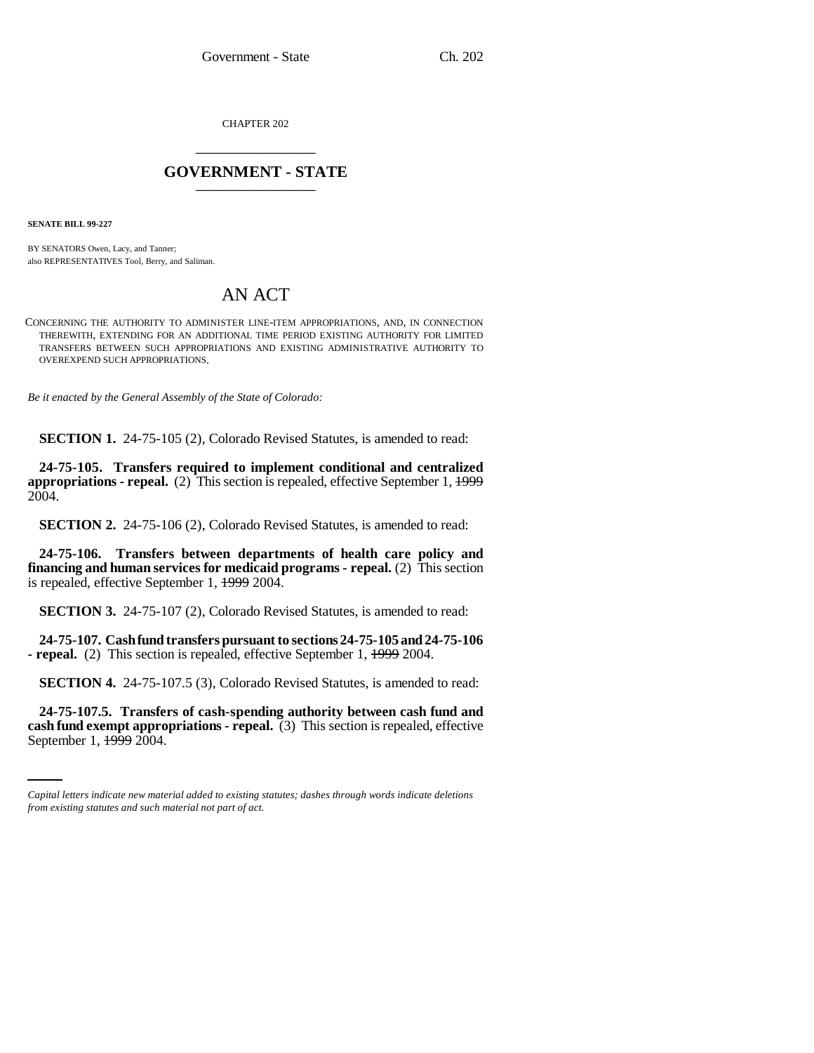CHAPTER 202

# GOVERNMENT - STATE

**SENATE BILL 99-227**

BY SENATORS Owen, Lacy, and Tanner;
also REPRESENTATIVES Tool, Berry, and Saliman.

# AN ACT

CONCERNING THE AUTHORITY TO ADMINISTER LINE-ITEM APPROPRIATIONS, AND, IN CONNECTION THEREWITH, EXTENDING FOR AN ADDITIONAL TIME PERIOD EXISTING AUTHORITY FOR LIMITED TRANSFERS BETWEEN SUCH APPROPRIATIONS AND EXISTING ADMINISTRATIVE AUTHORITY TO OVEREXPEND SUCH APPROPRIATIONS.

*Be it enacted by the General Assembly of the State of Colorado:*

**SECTION 1.** 24-75-105 (2), Colorado Revised Statutes, is amended to read:

**24-75-105. Transfers required to implement conditional and centralized appropriations - repeal.** (2) This section is repealed, effective September 1, ~~1999~~ 2004.

**SECTION 2.** 24-75-106 (2), Colorado Revised Statutes, is amended to read:

**24-75-106. Transfers between departments of health care policy and financing and human services for medicaid programs - repeal.** (2) This section is repealed, effective September 1, ~~1999~~ 2004.

**SECTION 3.** 24-75-107 (2), Colorado Revised Statutes, is amended to read:

**24-75-107. Cash fund transfers pursuant to sections 24-75-105 and 24-75-106 - repeal.** (2) This section is repealed, effective September 1, ~~1999~~ 2004.

**SECTION 4.** 24-75-107.5 (3), Colorado Revised Statutes, is amended to read:

**24-75-107.5. Transfers of cash-spending authority between cash fund and cash fund exempt appropriations - repeal.** (3) This section is repealed, effective September 1, ~~1999~~ 2004.

*Capital letters indicate new material added to existing statutes; dashes through words indicate deletions from existing statutes and such material not part of act.*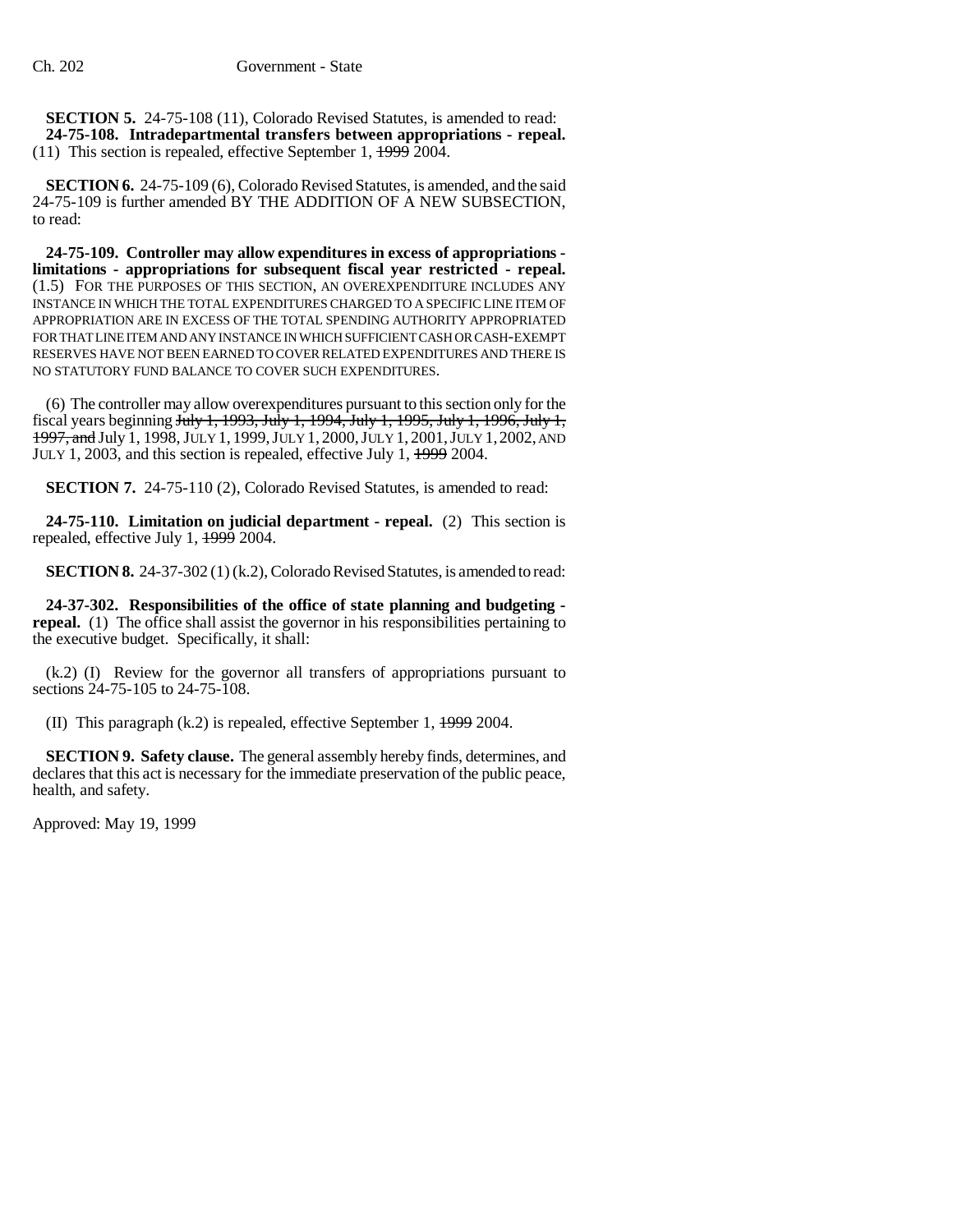**SECTION 5.** 24-75-108 (11), Colorado Revised Statutes, is amended to read:

**24-75-108. Intradepartmental transfers between appropriations - repeal.** (11) This section is repealed, effective September 1, ~~1999~~ 2004.

**SECTION 6.** 24-75-109 (6), Colorado Revised Statutes, is amended, and the said 24-75-109 is further amended BY THE ADDITION OF A NEW SUBSECTION, to read:

**24-75-109. Controller may allow expenditures in excess of appropriations - limitations - appropriations for subsequent fiscal year restricted - repeal.** (1.5) FOR THE PURPOSES OF THIS SECTION, AN OVEREXPENDITURE INCLUDES ANY INSTANCE IN WHICH THE TOTAL EXPENDITURES CHARGED TO A SPECIFIC LINE ITEM OF APPROPRIATION ARE IN EXCESS OF THE TOTAL SPENDING AUTHORITY APPROPRIATED FOR THAT LINE ITEM AND ANY INSTANCE IN WHICH SUFFICIENT CASH OR CASH-EXEMPT RESERVES HAVE NOT BEEN EARNED TO COVER RELATED EXPENDITURES AND THERE IS NO STATUTORY FUND BALANCE TO COVER SUCH EXPENDITURES.

(6) The controller may allow overexpenditures pursuant to this section only for the fiscal years beginning ~~July 1, 1993, July 1, 1994, July 1, 1995, July 1, 1996, July 1, 1997, and~~ July 1, 1998, JULY 1, 1999, JULY 1, 2000, JULY 1, 2001, JULY 1, 2002, AND JULY 1, 2003, and this section is repealed, effective July 1, ~~1999~~ 2004.

**SECTION 7.** 24-75-110 (2), Colorado Revised Statutes, is amended to read:

**24-75-110. Limitation on judicial department - repeal.** (2) This section is repealed, effective July 1, ~~1999~~ 2004.

**SECTION 8.** 24-37-302 (1) (k.2), Colorado Revised Statutes, is amended to read:

**24-37-302. Responsibilities of the office of state planning and budgeting - repeal.** (1) The office shall assist the governor in his responsibilities pertaining to the executive budget. Specifically, it shall:

(k.2) (I) Review for the governor all transfers of appropriations pursuant to sections 24-75-105 to 24-75-108.

(II) This paragraph (k.2) is repealed, effective September 1, ~~1999~~ 2004.

**SECTION 9. Safety clause.** The general assembly hereby finds, determines, and declares that this act is necessary for the immediate preservation of the public peace, health, and safety.

Approved: May 19, 1999